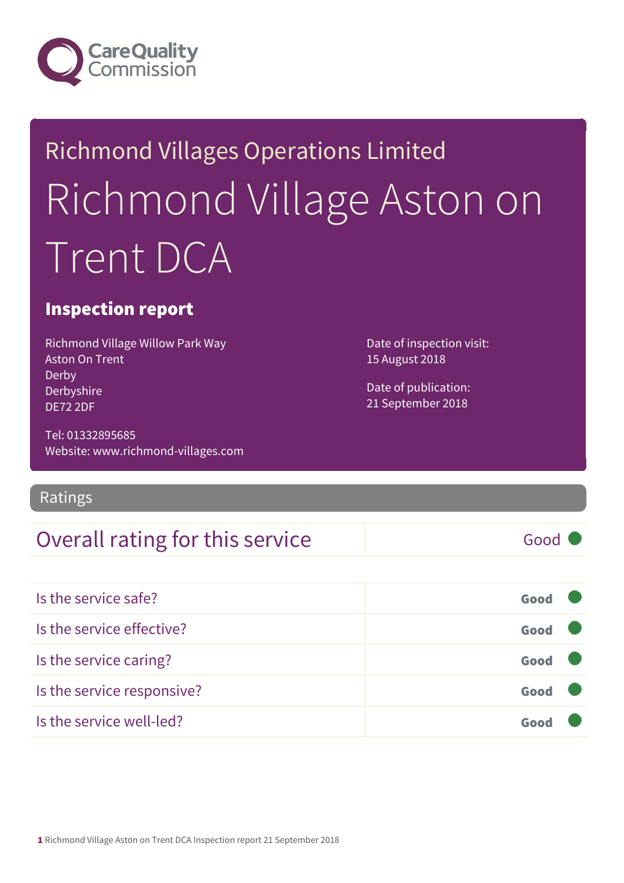Care Quality Commission

# Richmond Villages Operations Limited

# Richmond Village Aston on Trent DCA

## Inspection report

Richmond Village Willow Park Way
Aston On Trent
Derby
Derbyshire
DE72 2DF

Tel: 01332895685
Website: www.richmond-villages.com

Date of inspection visit:
15 August 2018

Date of publication:
21 September 2018

## Ratings

| Overall rating for this service | Good |
| --- | --- |

| Is the service safe? | Good |
| --- | --- |
| Is the service effective? | Good |
| Is the service caring? | Good |
| Is the service responsive? | Good |
| Is the service well-led? | Good |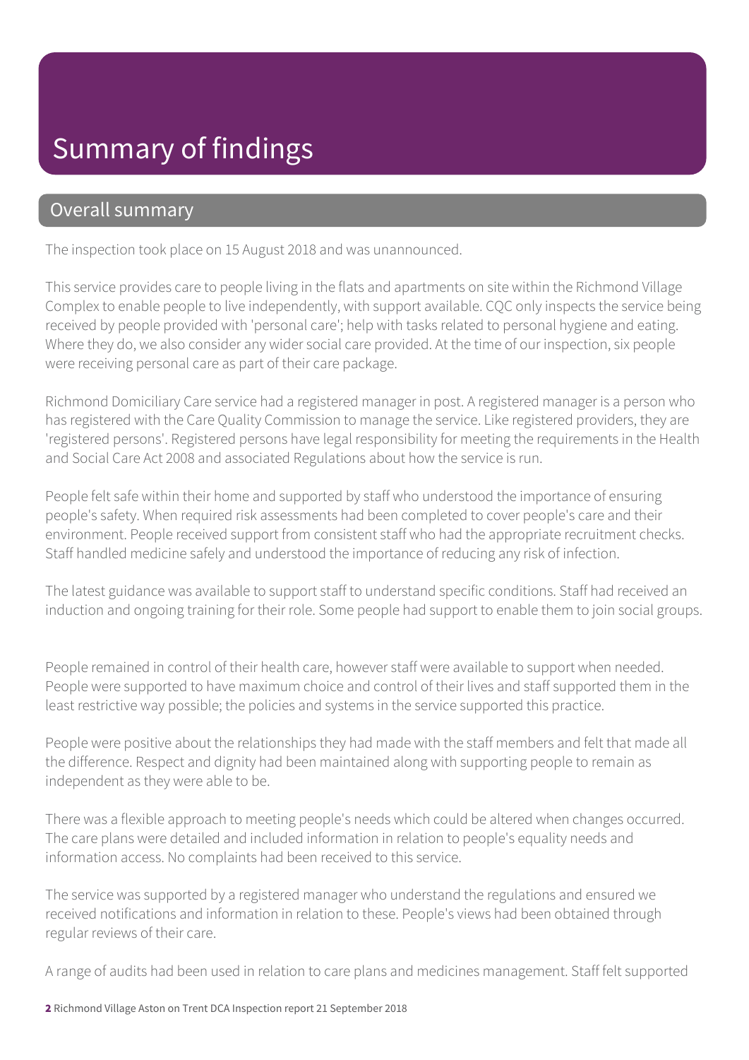# Summary of findings

## Overall summary

The inspection took place on 15 August 2018 and was unannounced.

This service provides care to people living in the flats and apartments on site within the Richmond Village Complex to enable people to live independently, with support available. CQC only inspects the service being received by people provided with 'personal care'; help with tasks related to personal hygiene and eating. Where they do, we also consider any wider social care provided. At the time of our inspection, six people were receiving personal care as part of their care package.

Richmond Domiciliary Care service had a registered manager in post. A registered manager is a person who has registered with the Care Quality Commission to manage the service. Like registered providers, they are 'registered persons'. Registered persons have legal responsibility for meeting the requirements in the Health and Social Care Act 2008 and associated Regulations about how the service is run.

People felt safe within their home and supported by staff who understood the importance of ensuring people's safety. When required risk assessments had been completed to cover people's care and their environment. People received support from consistent staff who had the appropriate recruitment checks. Staff handled medicine safely and understood the importance of reducing any risk of infection.

The latest guidance was available to support staff to understand specific conditions. Staff had received an induction and ongoing training for their role. Some people had support to enable them to join social groups.

People remained in control of their health care, however staff were available to support when needed. People were supported to have maximum choice and control of their lives and staff supported them in the least restrictive way possible; the policies and systems in the service supported this practice.

People were positive about the relationships they had made with the staff members and felt that made all the difference. Respect and dignity had been maintained along with supporting people to remain as independent as they were able to be.

There was a flexible approach to meeting people's needs which could be altered when changes occurred. The care plans were detailed and included information in relation to people's equality needs and information access. No complaints had been received to this service.

The service was supported by a registered manager who understand the regulations and ensured we received notifications and information in relation to these. People's views had been obtained through regular reviews of their care.

A range of audits had been used in relation to care plans and medicines management. Staff felt supported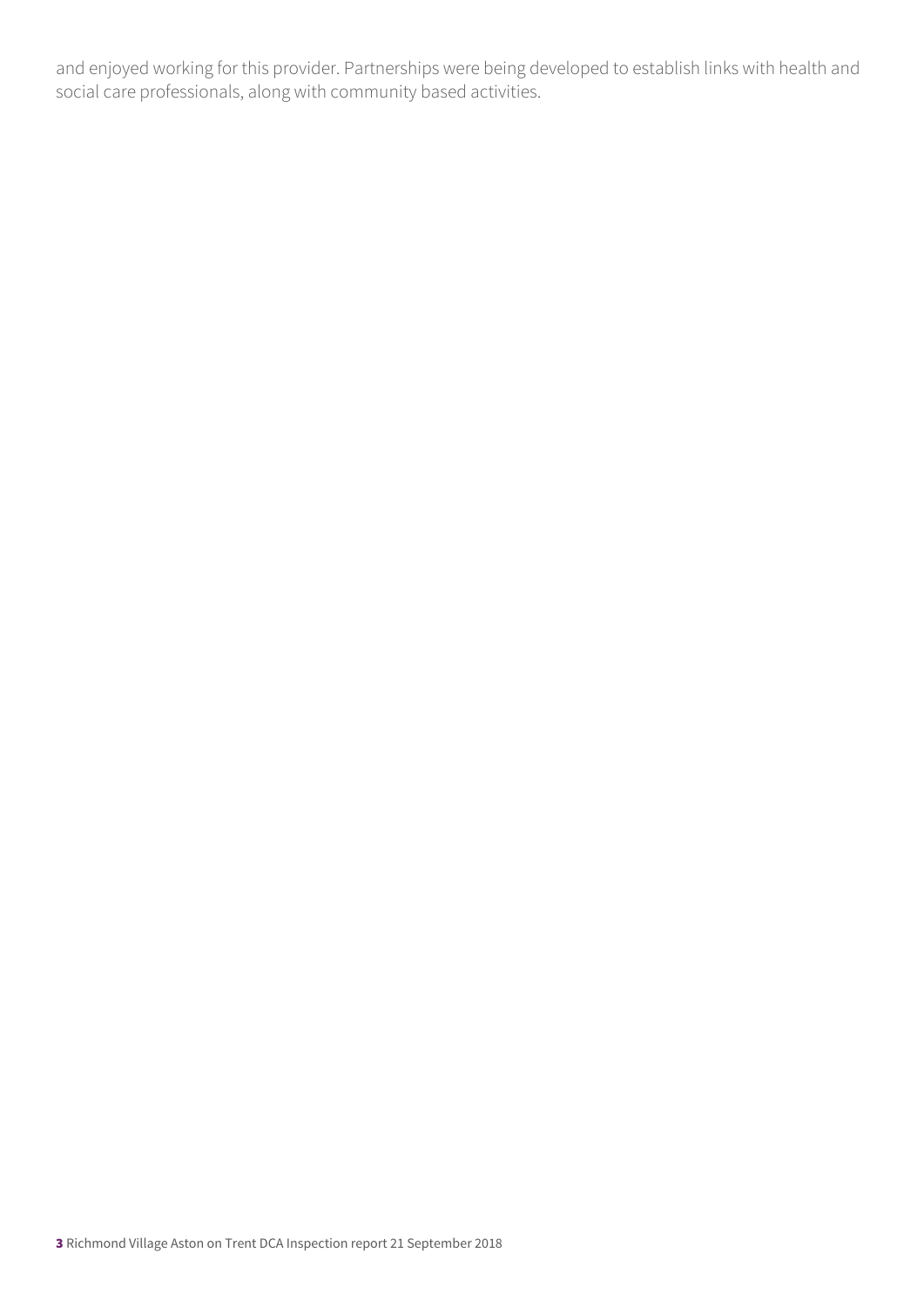and enjoyed working for this provider. Partnerships were being developed to establish links with health and social care professionals, along with community based activities.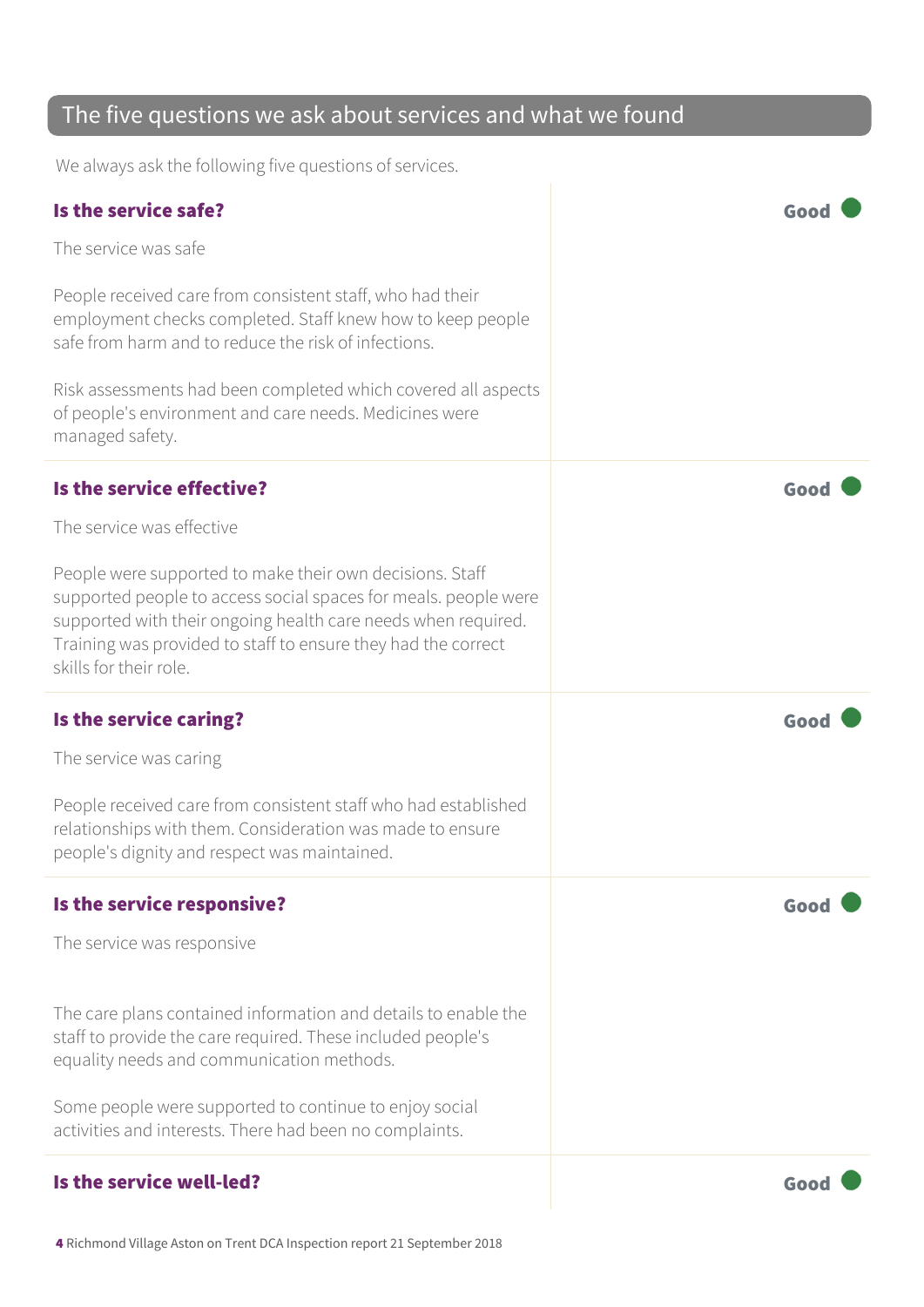## The five questions we ask about services and what we found

We always ask the following five questions of services.

### Is the service safe?

**Good**

The service was safe

People received care from consistent staff, who had their employment checks completed. Staff knew how to keep people safe from harm and to reduce the risk of infections.

Risk assessments had been completed which covered all aspects of people's environment and care needs. Medicines were managed safety.

### Is the service effective?

**Good**

The service was effective

People were supported to make their own decisions. Staff supported people to access social spaces for meals. people were supported with their ongoing health care needs when required. Training was provided to staff to ensure they had the correct skills for their role.

### Is the service caring?

**Good**

The service was caring

People received care from consistent staff who had established relationships with them. Consideration was made to ensure people's dignity and respect was maintained.

### Is the service responsive?

**Good**

The service was responsive

The care plans contained information and details to enable the staff to provide the care required. These included people's equality needs and communication methods.

Some people were supported to continue to enjoy social activities and interests. There had been no complaints.

### Is the service well-led?

**Good**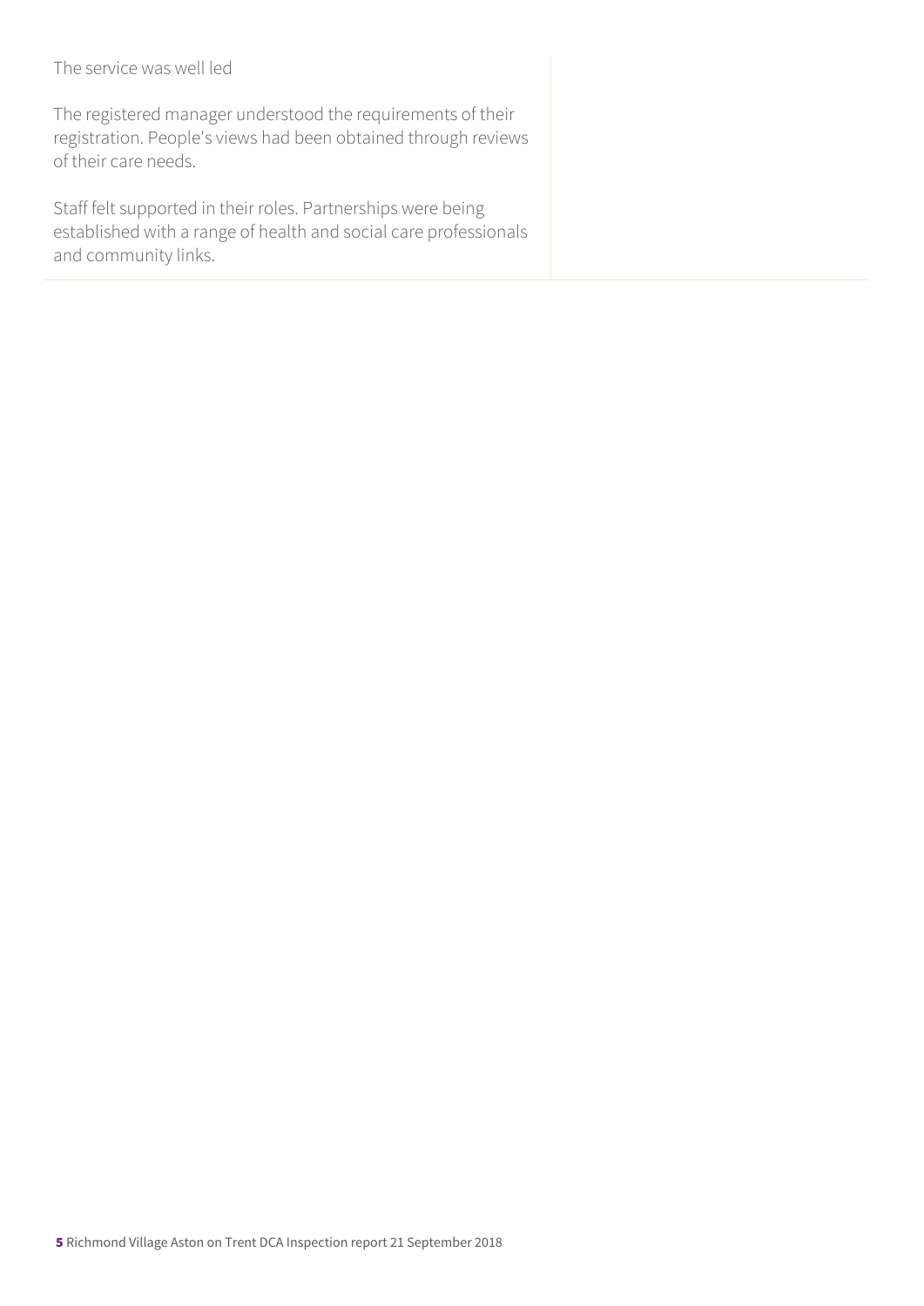The service was well led

The registered manager understood the requirements of their registration. People's views had been obtained through reviews of their care needs.

Staff felt supported in their roles. Partnerships were being established with a range of health and social care professionals and community links.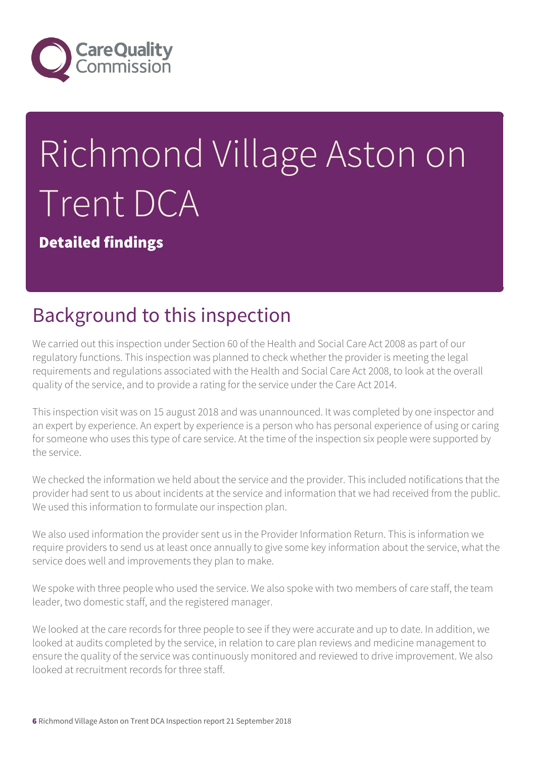# Richmond Village Aston on Trent DCA

**Detailed findings**

## Background to this inspection

We carried out this inspection under Section 60 of the Health and Social Care Act 2008 as part of our regulatory functions. This inspection was planned to check whether the provider is meeting the legal requirements and regulations associated with the Health and Social Care Act 2008, to look at the overall quality of the service, and to provide a rating for the service under the Care Act 2014.

This inspection visit was on 15 august 2018 and was unannounced. It was completed by one inspector and an expert by experience. An expert by experience is a person who has personal experience of using or caring for someone who uses this type of care service. At the time of the inspection six people were supported by the service.

We checked the information we held about the service and the provider. This included notifications that the provider had sent to us about incidents at the service and information that we had received from the public. We used this information to formulate our inspection plan.

We also used information the provider sent us in the Provider Information Return. This is information we require providers to send us at least once annually to give some key information about the service, what the service does well and improvements they plan to make.

We spoke with three people who used the service. We also spoke with two members of care staff, the team leader, two domestic staff, and the registered manager.

We looked at the care records for three people to see if they were accurate and up to date. In addition, we looked at audits completed by the service, in relation to care plan reviews and medicine management to ensure the quality of the service was continuously monitored and reviewed to drive improvement. We also looked at recruitment records for three staff.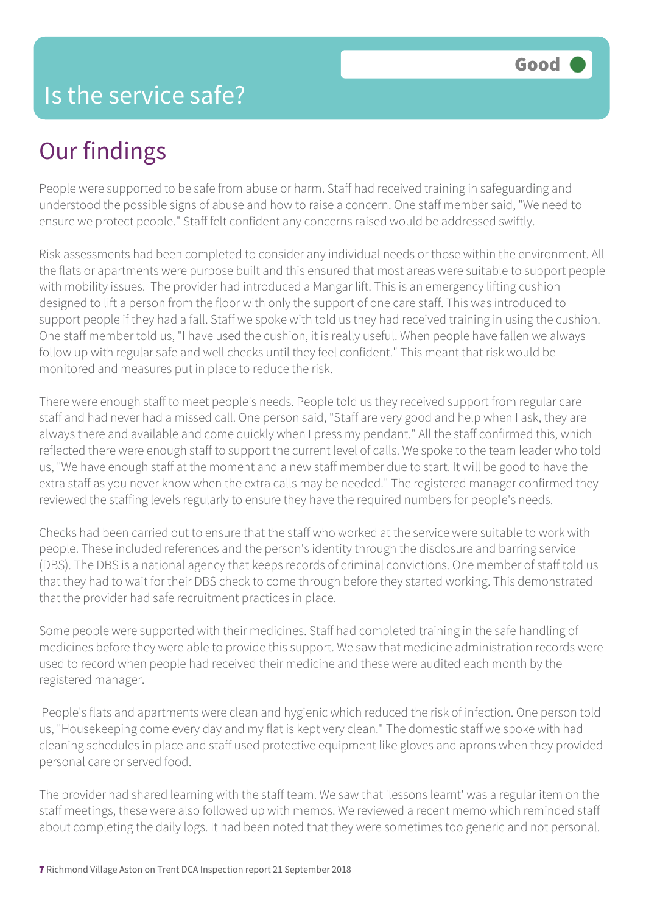# Is the service safe?

**Good**

## Our findings

People were supported to be safe from abuse or harm. Staff had received training in safeguarding and understood the possible signs of abuse and how to raise a concern. One staff member said, "We need to ensure we protect people." Staff felt confident any concerns raised would be addressed swiftly.

Risk assessments had been completed to consider any individual needs or those within the environment. All the flats or apartments were purpose built and this ensured that most areas were suitable to support people with mobility issues. The provider had introduced a Mangar lift. This is an emergency lifting cushion designed to lift a person from the floor with only the support of one care staff. This was introduced to support people if they had a fall. Staff we spoke with told us they had received training in using the cushion. One staff member told us, "I have used the cushion, it is really useful. When people have fallen we always follow up with regular safe and well checks until they feel confident." This meant that risk would be monitored and measures put in place to reduce the risk.

There were enough staff to meet people's needs. People told us they received support from regular care staff and had never had a missed call. One person said, "Staff are very good and help when I ask, they are always there and available and come quickly when I press my pendant." All the staff confirmed this, which reflected there were enough staff to support the current level of calls. We spoke to the team leader who told us, "We have enough staff at the moment and a new staff member due to start. It will be good to have the extra staff as you never know when the extra calls may be needed." The registered manager confirmed they reviewed the staffing levels regularly to ensure they have the required numbers for people's needs.

Checks had been carried out to ensure that the staff who worked at the service were suitable to work with people. These included references and the person's identity through the disclosure and barring service (DBS). The DBS is a national agency that keeps records of criminal convictions. One member of staff told us that they had to wait for their DBS check to come through before they started working. This demonstrated that the provider had safe recruitment practices in place.

Some people were supported with their medicines. Staff had completed training in the safe handling of medicines before they were able to provide this support. We saw that medicine administration records were used to record when people had received their medicine and these were audited each month by the registered manager.

People's flats and apartments were clean and hygienic which reduced the risk of infection. One person told us, "Housekeeping come every day and my flat is kept very clean." The domestic staff we spoke with had cleaning schedules in place and staff used protective equipment like gloves and aprons when they provided personal care or served food.

The provider had shared learning with the staff team. We saw that 'lessons learnt' was a regular item on the staff meetings, these were also followed up with memos. We reviewed a recent memo which reminded staff about completing the daily logs. It had been noted that they were sometimes too generic and not personal.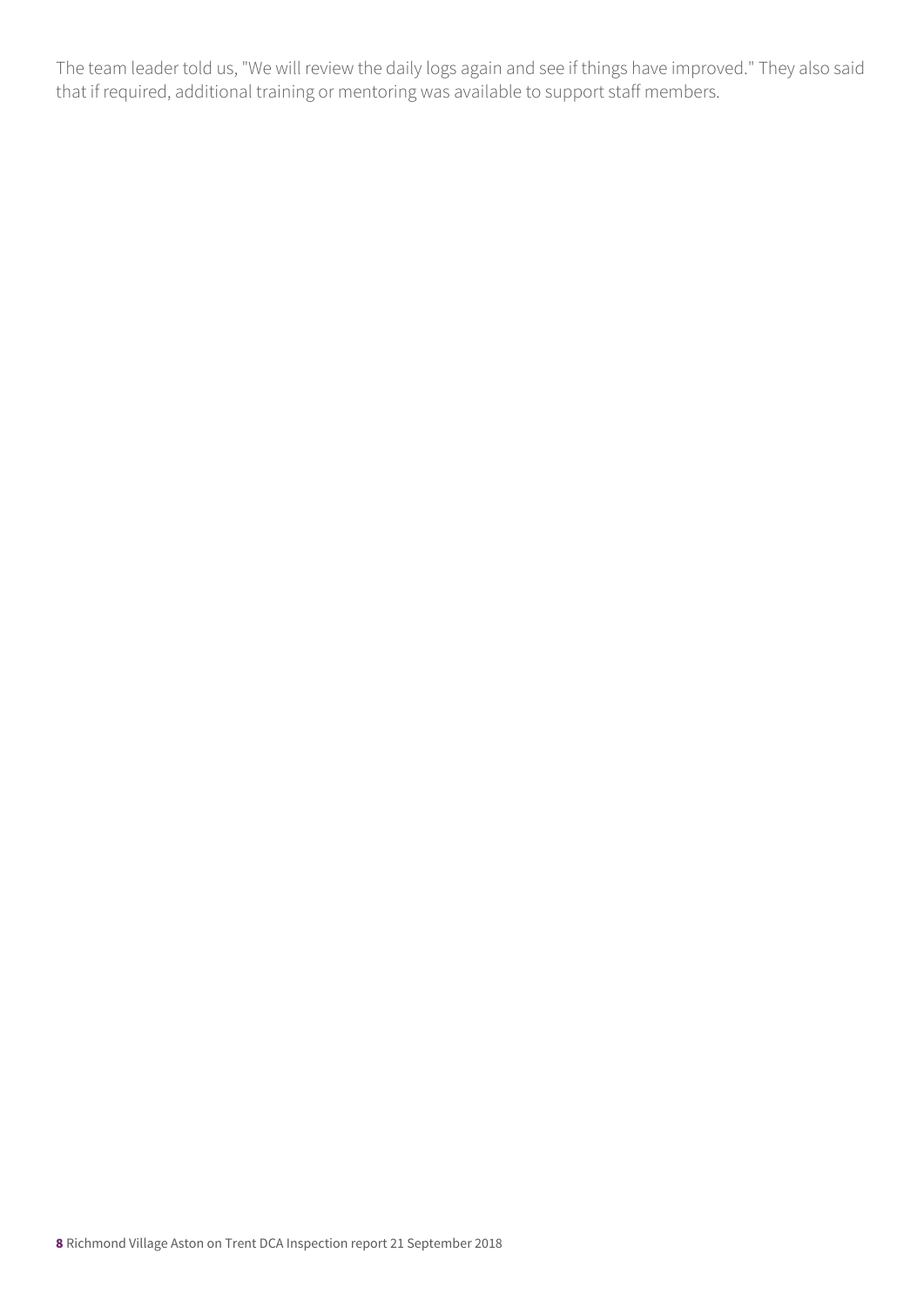The team leader told us, "We will review the daily logs again and see if things have improved." They also said that if required, additional training or mentoring was available to support staff members.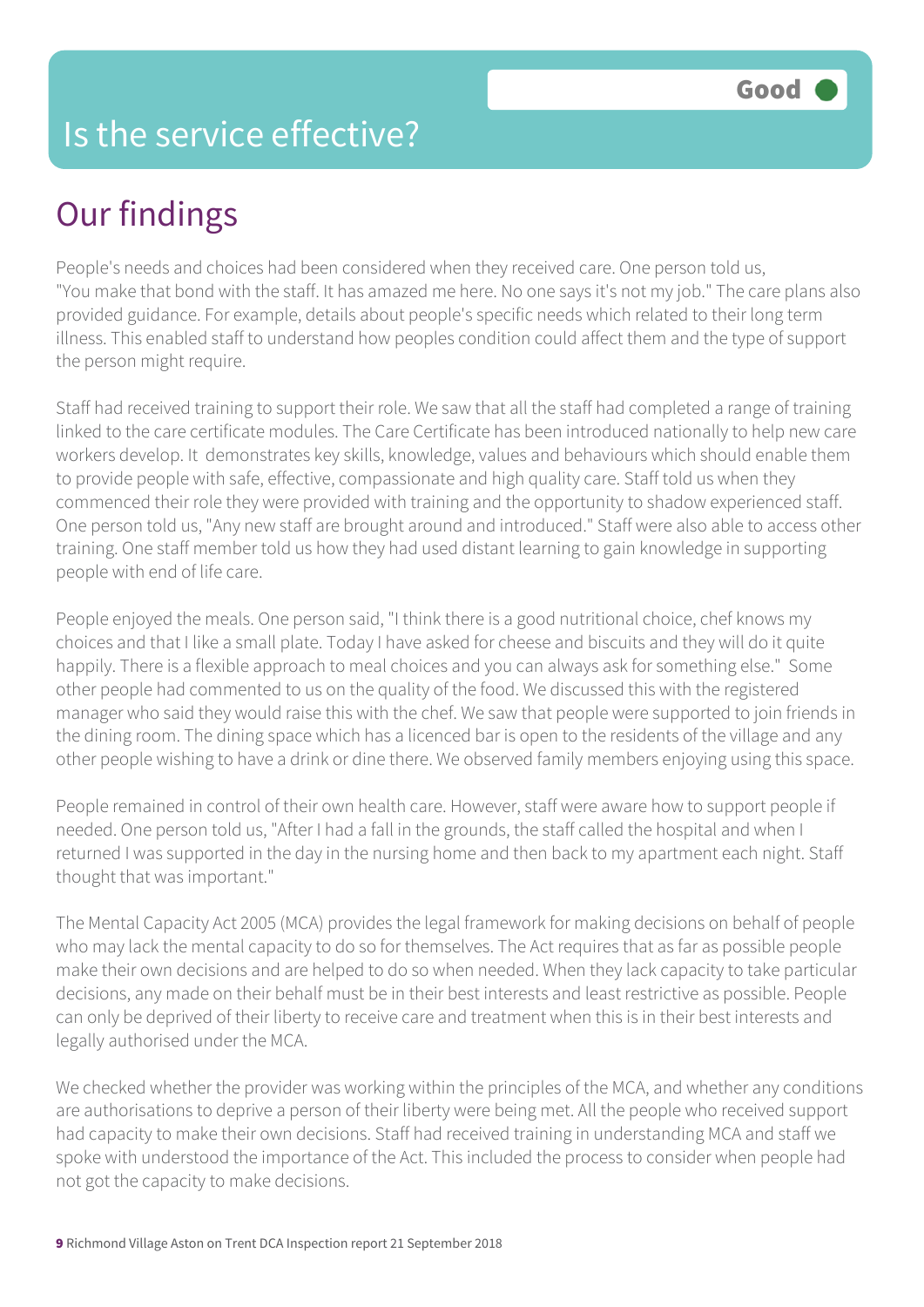# Is the service effective?

**Good**

## Our findings

People's needs and choices had been considered when they received care. One person told us, "You make that bond with the staff. It has amazed me here. No one says it's not my job." The care plans also provided guidance. For example, details about people's specific needs which related to their long term illness. This enabled staff to understand how peoples condition could affect them and the type of support the person might require.

Staff had received training to support their role. We saw that all the staff had completed a range of training linked to the care certificate modules. The Care Certificate has been introduced nationally to help new care workers develop. It demonstrates key skills, knowledge, values and behaviours which should enable them to provide people with safe, effective, compassionate and high quality care. Staff told us when they commenced their role they were provided with training and the opportunity to shadow experienced staff. One person told us, "Any new staff are brought around and introduced." Staff were also able to access other training. One staff member told us how they had used distant learning to gain knowledge in supporting people with end of life care.

People enjoyed the meals. One person said, "I think there is a good nutritional choice, chef knows my choices and that I like a small plate. Today I have asked for cheese and biscuits and they will do it quite happily. There is a flexible approach to meal choices and you can always ask for something else." Some other people had commented to us on the quality of the food. We discussed this with the registered manager who said they would raise this with the chef. We saw that people were supported to join friends in the dining room. The dining space which has a licenced bar is open to the residents of the village and any other people wishing to have a drink or dine there. We observed family members enjoying using this space.

People remained in control of their own health care. However, staff were aware how to support people if needed. One person told us, "After I had a fall in the grounds, the staff called the hospital and when I returned I was supported in the day in the nursing home and then back to my apartment each night. Staff thought that was important."

The Mental Capacity Act 2005 (MCA) provides the legal framework for making decisions on behalf of people who may lack the mental capacity to do so for themselves. The Act requires that as far as possible people make their own decisions and are helped to do so when needed. When they lack capacity to take particular decisions, any made on their behalf must be in their best interests and least restrictive as possible. People can only be deprived of their liberty to receive care and treatment when this is in their best interests and legally authorised under the MCA.

We checked whether the provider was working within the principles of the MCA, and whether any conditions are authorisations to deprive a person of their liberty were being met. All the people who received support had capacity to make their own decisions. Staff had received training in understanding MCA and staff we spoke with understood the importance of the Act. This included the process to consider when people had not got the capacity to make decisions.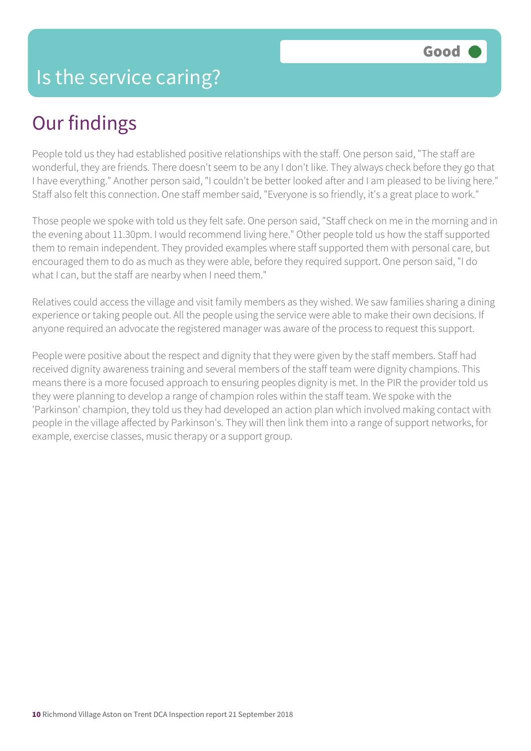# Is the service caring?

Good

## Our findings

People told us they had established positive relationships with the staff. One person said, "The staff are wonderful, they are friends. There doesn't seem to be any I don't like. They always check before they go that I have everything." Another person said, "I couldn't be better looked after and I am pleased to be living here." Staff also felt this connection. One staff member said, "Everyone is so friendly, it's a great place to work."

Those people we spoke with told us they felt safe. One person said, "Staff check on me in the morning and in the evening about 11.30pm. I would recommend living here." Other people told us how the staff supported them to remain independent. They provided examples where staff supported them with personal care, but encouraged them to do as much as they were able, before they required support. One person said, "I do what I can, but the staff are nearby when I need them."

Relatives could access the village and visit family members as they wished. We saw families sharing a dining experience or taking people out. All the people using the service were able to make their own decisions. If anyone required an advocate the registered manager was aware of the process to request this support.

People were positive about the respect and dignity that they were given by the staff members. Staff had received dignity awareness training and several members of the staff team were dignity champions. This means there is a more focused approach to ensuring peoples dignity is met. In the PIR the provider told us they were planning to develop a range of champion roles within the staff team. We spoke with the 'Parkinson' champion, they told us they had developed an action plan which involved making contact with people in the village affected by Parkinson's. They will then link them into a range of support networks, for example, exercise classes, music therapy or a support group.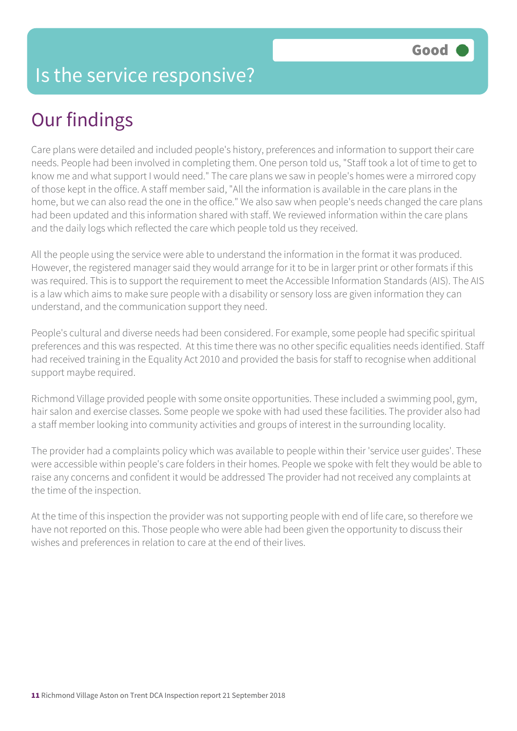# Is the service responsive?

Good

## Our findings

Care plans were detailed and included people's history, preferences and information to support their care needs. People had been involved in completing them. One person told us, "Staff took a lot of time to get to know me and what support I would need." The care plans we saw in people's homes were a mirrored copy of those kept in the office. A staff member said, "All the information is available in the care plans in the home, but we can also read the one in the office." We also saw when people's needs changed the care plans had been updated and this information shared with staff. We reviewed information within the care plans and the daily logs which reflected the care which people told us they received.

All the people using the service were able to understand the information in the format it was produced. However, the registered manager said they would arrange for it to be in larger print or other formats if this was required. This is to support the requirement to meet the Accessible Information Standards (AIS). The AIS is a law which aims to make sure people with a disability or sensory loss are given information they can understand, and the communication support they need.

People's cultural and diverse needs had been considered. For example, some people had specific spiritual preferences and this was respected. At this time there was no other specific equalities needs identified. Staff had received training in the Equality Act 2010 and provided the basis for staff to recognise when additional support maybe required.

Richmond Village provided people with some onsite opportunities. These included a swimming pool, gym, hair salon and exercise classes. Some people we spoke with had used these facilities. The provider also had a staff member looking into community activities and groups of interest in the surrounding locality.

The provider had a complaints policy which was available to people within their 'service user guides'. These were accessible within people's care folders in their homes. People we spoke with felt they would be able to raise any concerns and confident it would be addressed The provider had not received any complaints at the time of the inspection.

At the time of this inspection the provider was not supporting people with end of life care, so therefore we have not reported on this. Those people who were able had been given the opportunity to discuss their wishes and preferences in relation to care at the end of their lives.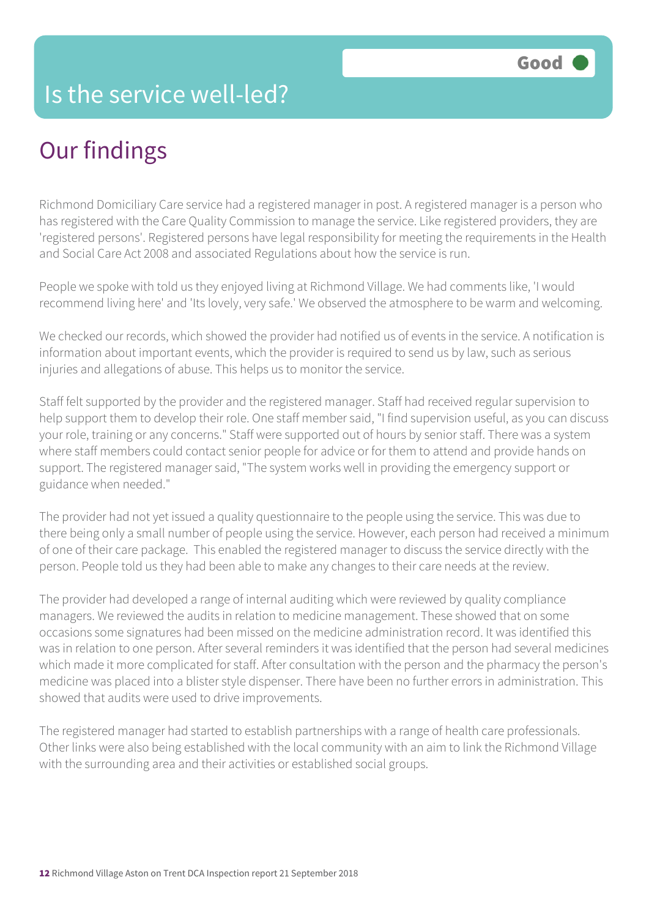# Is the service well-led?

Good

## Our findings

Richmond Domiciliary Care service had a registered manager in post. A registered manager is a person who has registered with the Care Quality Commission to manage the service. Like registered providers, they are 'registered persons'. Registered persons have legal responsibility for meeting the requirements in the Health and Social Care Act 2008 and associated Regulations about how the service is run.

People we spoke with told us they enjoyed living at Richmond Village. We had comments like, 'I would recommend living here' and 'Its lovely, very safe.' We observed the atmosphere to be warm and welcoming.

We checked our records, which showed the provider had notified us of events in the service. A notification is information about important events, which the provider is required to send us by law, such as serious injuries and allegations of abuse. This helps us to monitor the service.

Staff felt supported by the provider and the registered manager. Staff had received regular supervision to help support them to develop their role. One staff member said, "I find supervision useful, as you can discuss your role, training or any concerns." Staff were supported out of hours by senior staff. There was a system where staff members could contact senior people for advice or for them to attend and provide hands on support. The registered manager said, "The system works well in providing the emergency support or guidance when needed."

The provider had not yet issued a quality questionnaire to the people using the service. This was due to there being only a small number of people using the service. However, each person had received a minimum of one of their care package. This enabled the registered manager to discuss the service directly with the person. People told us they had been able to make any changes to their care needs at the review.

The provider had developed a range of internal auditing which were reviewed by quality compliance managers. We reviewed the audits in relation to medicine management. These showed that on some occasions some signatures had been missed on the medicine administration record. It was identified this was in relation to one person. After several reminders it was identified that the person had several medicines which made it more complicated for staff. After consultation with the person and the pharmacy the person's medicine was placed into a blister style dispenser. There have been no further errors in administration. This showed that audits were used to drive improvements.

The registered manager had started to establish partnerships with a range of health care professionals. Other links were also being established with the local community with an aim to link the Richmond Village with the surrounding area and their activities or established social groups.